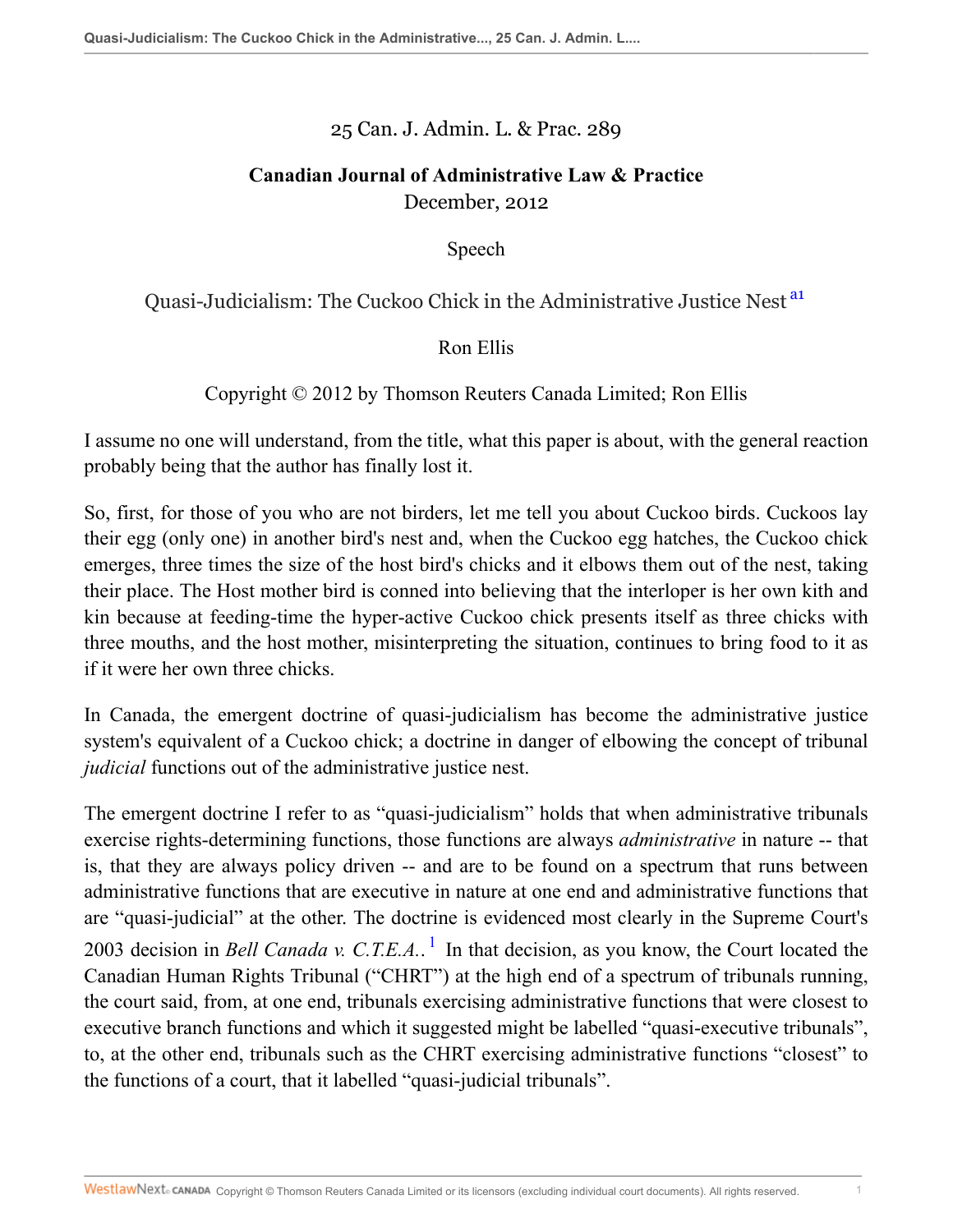25 Can. J. Admin. L. & Prac. 289

**Canadian Journal of Administrative Law & Practice**
December, 2012

Speech

# Quasi-Judicialism: The Cuckoo Chick in the Administrative Justice Nest [a1]

Ron Ellis

Copyright © 2012 by Thomson Reuters Canada Limited; Ron Ellis

I assume no one will understand, from the title, what this paper is about, with the general reaction probably being that the author has finally lost it.

So, first, for those of you who are not birders, let me tell you about Cuckoo birds. Cuckoos lay their egg (only one) in another bird's nest and, when the Cuckoo egg hatches, the Cuckoo chick emerges, three times the size of the host bird's chicks and it elbows them out of the nest, taking their place. The Host mother bird is conned into believing that the interloper is her own kith and kin because at feeding-time the hyper-active Cuckoo chick presents itself as three chicks with three mouths, and the host mother, misinterpreting the situation, continues to bring food to it as if it were her own three chicks.

In Canada, the emergent doctrine of quasi-judicialism has become the administrative justice system's equivalent of a Cuckoo chick; a doctrine in danger of elbowing the concept of tribunal *judicial* functions out of the administrative justice nest.

The emergent doctrine I refer to as "quasi-judicialism" holds that when administrative tribunals exercise rights-determining functions, those functions are always *administrative* in nature -- that is, that they are always policy driven -- and are to be found on a spectrum that runs between administrative functions that are executive in nature at one end and administrative functions that are "quasi-judicial" at the other. The doctrine is evidenced most clearly in the Supreme Court's 2003 decision in *Bell Canada v. C.T.E.A.*.[1] In that decision, as you know, the Court located the Canadian Human Rights Tribunal ("CHRT") at the high end of a spectrum of tribunals running, the court said, from, at one end, tribunals exercising administrative functions that were closest to executive branch functions and which it suggested might be labelled "quasi-executive tribunals", to, at the other end, tribunals such as the CHRT exercising administrative functions "closest" to the functions of a court, that it labelled "quasi-judicial tribunals".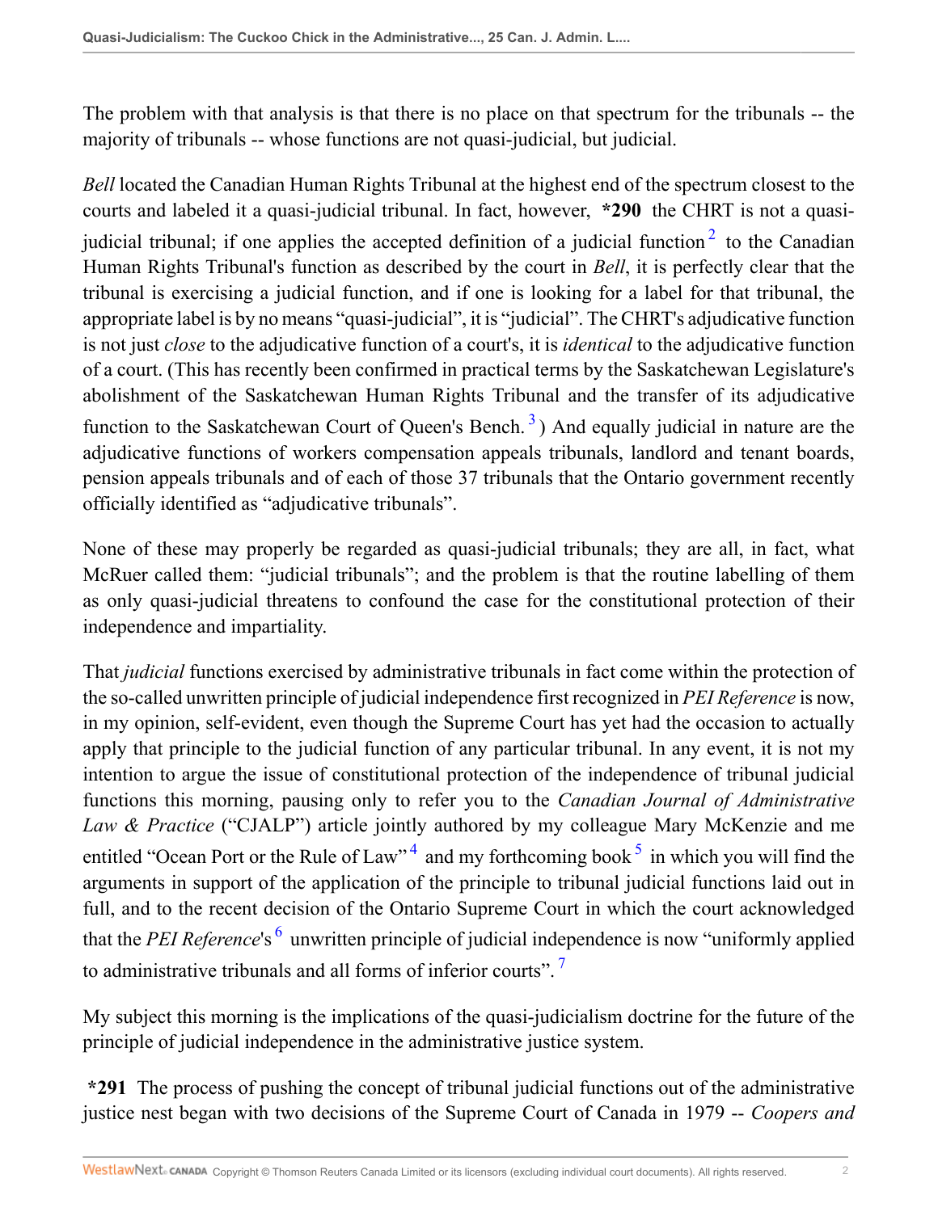The problem with that analysis is that there is no place on that spectrum for the tribunals -- the majority of tribunals -- whose functions are not quasi-judicial, but judicial.

*Bell* located the Canadian Human Rights Tribunal at the highest end of the spectrum closest to the courts and labeled it a quasi-judicial tribunal. In fact, however, **\*290** the CHRT is not a quasi-judicial tribunal; if one applies the accepted definition of a judicial function[2] to the Canadian Human Rights Tribunal's function as described by the court in *Bell*, it is perfectly clear that the tribunal is exercising a judicial function, and if one is looking for a label for that tribunal, the appropriate label is by no means "quasi-judicial", it is "judicial". The CHRT's adjudicative function is not just *close* to the adjudicative function of a court's, it is *identical* to the adjudicative function of a court. (This has recently been confirmed in practical terms by the Saskatchewan Legislature's abolishment of the Saskatchewan Human Rights Tribunal and the transfer of its adjudicative function to the Saskatchewan Court of Queen's Bench.[3]) And equally judicial in nature are the adjudicative functions of workers compensation appeals tribunals, landlord and tenant boards, pension appeals tribunals and of each of those 37 tribunals that the Ontario government recently officially identified as "adjudicative tribunals".

None of these may properly be regarded as quasi-judicial tribunals; they are all, in fact, what McRuer called them: "judicial tribunals"; and the problem is that the routine labelling of them as only quasi-judicial threatens to confound the case for the constitutional protection of their independence and impartiality.

That *judicial* functions exercised by administrative tribunals in fact come within the protection of the so-called unwritten principle of judicial independence first recognized in *PEI Reference* is now, in my opinion, self-evident, even though the Supreme Court has yet had the occasion to actually apply that principle to the judicial function of any particular tribunal. In any event, it is not my intention to argue the issue of constitutional protection of the independence of tribunal judicial functions this morning, pausing only to refer you to the *Canadian Journal of Administrative Law & Practice* ("CJALP") article jointly authored by my colleague Mary McKenzie and me entitled "Ocean Port or the Rule of Law"[4] and my forthcoming book[5] in which you will find the arguments in support of the application of the principle to tribunal judicial functions laid out in full, and to the recent decision of the Ontario Supreme Court in which the court acknowledged that the *PEI Reference*'s[6] unwritten principle of judicial independence is now "uniformly applied to administrative tribunals and all forms of inferior courts".[7]

My subject this morning is the implications of the quasi-judicialism doctrine for the future of the principle of judicial independence in the administrative justice system.

**\*291** The process of pushing the concept of tribunal judicial functions out of the administrative justice nest began with two decisions of the Supreme Court of Canada in 1979 -- *Coopers and*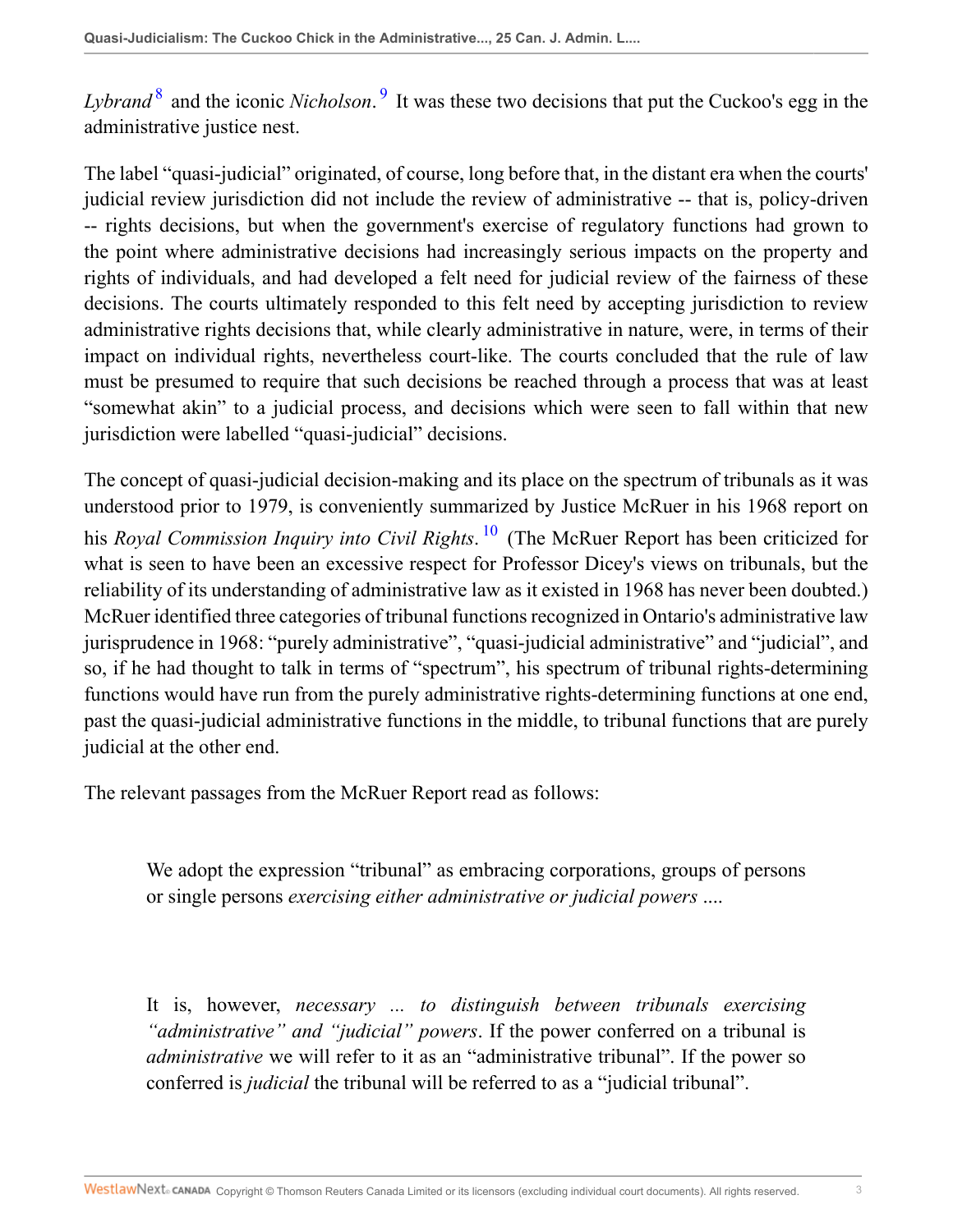*Lybrand*[8] and the iconic *Nicholson*.[9] It was these two decisions that put the Cuckoo's egg in the administrative justice nest.

The label "quasi-judicial" originated, of course, long before that, in the distant era when the courts' judicial review jurisdiction did not include the review of administrative -- that is, policy-driven -- rights decisions, but when the government's exercise of regulatory functions had grown to the point where administrative decisions had increasingly serious impacts on the property and rights of individuals, and had developed a felt need for judicial review of the fairness of these decisions. The courts ultimately responded to this felt need by accepting jurisdiction to review administrative rights decisions that, while clearly administrative in nature, were, in terms of their impact on individual rights, nevertheless court-like. The courts concluded that the rule of law must be presumed to require that such decisions be reached through a process that was at least "somewhat akin" to a judicial process, and decisions which were seen to fall within that new jurisdiction were labelled "quasi-judicial" decisions.

The concept of quasi-judicial decision-making and its place on the spectrum of tribunals as it was understood prior to 1979, is conveniently summarized by Justice McRuer in his 1968 report on his *Royal Commission Inquiry into Civil Rights*.[10] (The McRuer Report has been criticized for what is seen to have been an excessive respect for Professor Dicey's views on tribunals, but the reliability of its understanding of administrative law as it existed in 1968 has never been doubted.) McRuer identified three categories of tribunal functions recognized in Ontario's administrative law jurisprudence in 1968: "purely administrative", "quasi-judicial administrative" and "judicial", and so, if he had thought to talk in terms of "spectrum", his spectrum of tribunal rights-determining functions would have run from the purely administrative rights-determining functions at one end, past the quasi-judicial administrative functions in the middle, to tribunal functions that are purely judicial at the other end.

The relevant passages from the McRuer Report read as follows:

> We adopt the expression "tribunal" as embracing corporations, groups of persons or single persons *exercising either administrative or judicial powers ....*
>
> It is, however, *necessary ... to distinguish between tribunals exercising "administrative" and "judicial" powers*. If the power conferred on a tribunal is *administrative* we will refer to it as an "administrative tribunal". If the power so conferred is *judicial* the tribunal will be referred to as a "judicial tribunal".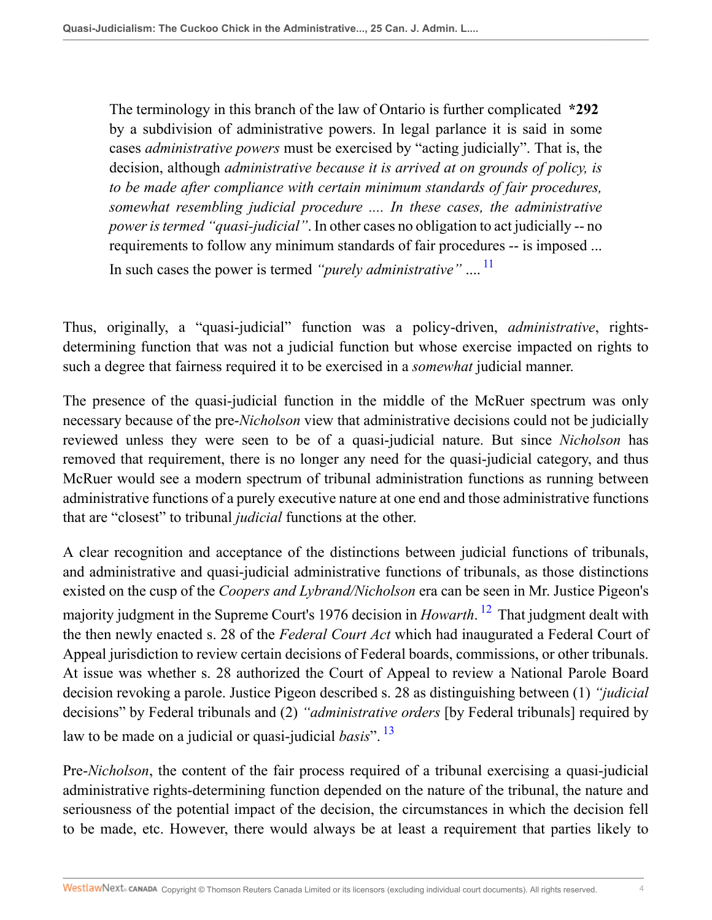> The terminology in this branch of the law of Ontario is further complicated **\*292** by a subdivision of administrative powers. In legal parlance it is said in some cases *administrative powers* must be exercised by "acting judicially". That is, the decision, although *administrative because it is arrived at on grounds of policy, is to be made after compliance with certain minimum standards of fair procedures, somewhat resembling judicial procedure .... In these cases, the administrative power is termed "quasi-judicial"*. In other cases no obligation to act judicially -- no requirements to follow any minimum standards of fair procedures -- is imposed ... In such cases the power is termed *"purely administrative"* ....[11]

Thus, originally, a "quasi-judicial" function was a policy-driven, *administrative*, rights-determining function that was not a judicial function but whose exercise impacted on rights to such a degree that fairness required it to be exercised in a *somewhat* judicial manner.

The presence of the quasi-judicial function in the middle of the McRuer spectrum was only necessary because of the pre-*Nicholson* view that administrative decisions could not be judicially reviewed unless they were seen to be of a quasi-judicial nature. But since *Nicholson* has removed that requirement, there is no longer any need for the quasi-judicial category, and thus McRuer would see a modern spectrum of tribunal administration functions as running between administrative functions of a purely executive nature at one end and those administrative functions that are "closest" to tribunal *judicial* functions at the other.

A clear recognition and acceptance of the distinctions between judicial functions of tribunals, and administrative and quasi-judicial administrative functions of tribunals, as those distinctions existed on the cusp of the *Coopers and Lybrand/Nicholson* era can be seen in Mr. Justice Pigeon's majority judgment in the Supreme Court's 1976 decision in *Howarth*.[12] That judgment dealt with the then newly enacted s. 28 of the *Federal Court Act* which had inaugurated a Federal Court of Appeal jurisdiction to review certain decisions of Federal boards, commissions, or other tribunals. At issue was whether s. 28 authorized the Court of Appeal to review a National Parole Board decision revoking a parole. Justice Pigeon described s. 28 as distinguishing between (1) *"judicial* decisions" by Federal tribunals and (2) *"administrative orders* [by Federal tribunals] required by law to be made on a judicial or quasi-judicial *basis*".[13]

Pre-*Nicholson*, the content of the fair process required of a tribunal exercising a quasi-judicial administrative rights-determining function depended on the nature of the tribunal, the nature and seriousness of the potential impact of the decision, the circumstances in which the decision fell to be made, etc. However, there would always be at least a requirement that parties likely to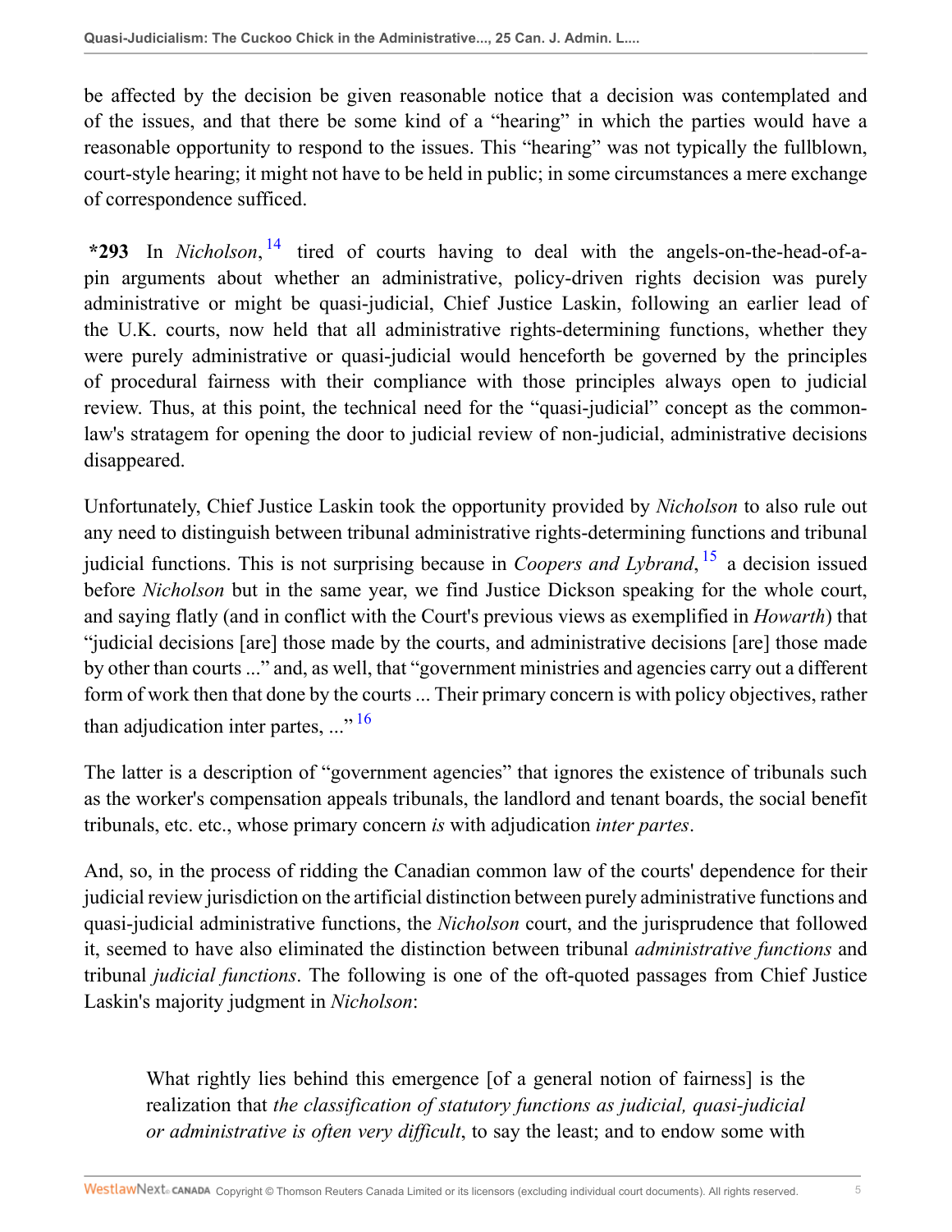be affected by the decision be given reasonable notice that a decision was contemplated and of the issues, and that there be some kind of a "hearing" in which the parties would have a reasonable opportunity to respond to the issues. This "hearing" was not typically the fullblown, court-style hearing; it might not have to be held in public; in some circumstances a mere exchange of correspondence sufficed.

**\*293** In *Nicholson*,[14] tired of courts having to deal with the angels-on-the-head-of-a-pin arguments about whether an administrative, policy-driven rights decision was purely administrative or might be quasi-judicial, Chief Justice Laskin, following an earlier lead of the U.K. courts, now held that all administrative rights-determining functions, whether they were purely administrative or quasi-judicial would henceforth be governed by the principles of procedural fairness with their compliance with those principles always open to judicial review. Thus, at this point, the technical need for the "quasi-judicial" concept as the common-law's stratagem for opening the door to judicial review of non-judicial, administrative decisions disappeared.

Unfortunately, Chief Justice Laskin took the opportunity provided by *Nicholson* to also rule out any need to distinguish between tribunal administrative rights-determining functions and tribunal judicial functions. This is not surprising because in *Coopers and Lybrand*,[15] a decision issued before *Nicholson* but in the same year, we find Justice Dickson speaking for the whole court, and saying flatly (and in conflict with the Court's previous views as exemplified in *Howarth*) that "judicial decisions [are] those made by the courts, and administrative decisions [are] those made by other than courts ..." and, as well, that "government ministries and agencies carry out a different form of work then that done by the courts ... Their primary concern is with policy objectives, rather than adjudication inter partes, ..."[16]

The latter is a description of "government agencies" that ignores the existence of tribunals such as the worker's compensation appeals tribunals, the landlord and tenant boards, the social benefit tribunals, etc. etc., whose primary concern *is* with adjudication *inter partes*.

And, so, in the process of ridding the Canadian common law of the courts' dependence for their judicial review jurisdiction on the artificial distinction between purely administrative functions and quasi-judicial administrative functions, the *Nicholson* court, and the jurisprudence that followed it, seemed to have also eliminated the distinction between tribunal *administrative functions* and tribunal *judicial functions*. The following is one of the oft-quoted passages from Chief Justice Laskin's majority judgment in *Nicholson*:

> What rightly lies behind this emergence [of a general notion of fairness] is the realization that *the classification of statutory functions as judicial, quasi-judicial or administrative is often very difficult*, to say the least; and to endow some with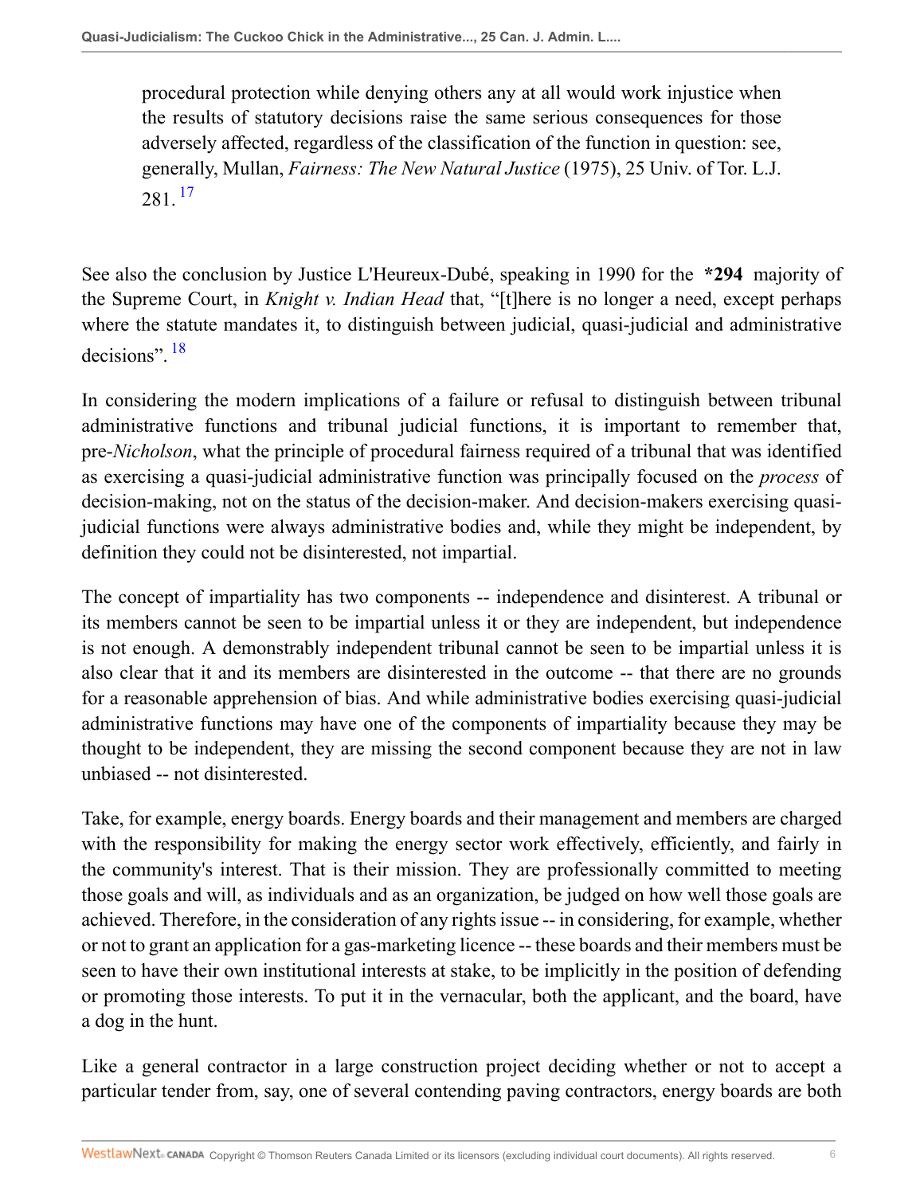> procedural protection while denying others any at all would work injustice when the results of statutory decisions raise the same serious consequences for those adversely affected, regardless of the classification of the function in question: see, generally, Mullan, *Fairness: The New Natural Justice* (1975), 25 Univ. of Tor. L.J. 281. [17]

See also the conclusion by Justice L'Heureux-Dubé, speaking in 1990 for the **\*294** majority of the Supreme Court, in *Knight v. Indian Head* that, "[t]here is no longer a need, except perhaps where the statute mandates it, to distinguish between judicial, quasi-judicial and administrative decisions". [18]

In considering the modern implications of a failure or refusal to distinguish between tribunal administrative functions and tribunal judicial functions, it is important to remember that, pre-*Nicholson*, what the principle of procedural fairness required of a tribunal that was identified as exercising a quasi-judicial administrative function was principally focused on the *process* of decision-making, not on the status of the decision-maker. And decision-makers exercising quasi-judicial functions were always administrative bodies and, while they might be independent, by definition they could not be disinterested, not impartial.

The concept of impartiality has two components -- independence and disinterest. A tribunal or its members cannot be seen to be impartial unless it or they are independent, but independence is not enough. A demonstrably independent tribunal cannot be seen to be impartial unless it is also clear that it and its members are disinterested in the outcome -- that there are no grounds for a reasonable apprehension of bias. And while administrative bodies exercising quasi-judicial administrative functions may have one of the components of impartiality because they may be thought to be independent, they are missing the second component because they are not in law unbiased -- not disinterested.

Take, for example, energy boards. Energy boards and their management and members are charged with the responsibility for making the energy sector work effectively, efficiently, and fairly in the community's interest. That is their mission. They are professionally committed to meeting those goals and will, as individuals and as an organization, be judged on how well those goals are achieved. Therefore, in the consideration of any rights issue -- in considering, for example, whether or not to grant an application for a gas-marketing licence -- these boards and their members must be seen to have their own institutional interests at stake, to be implicitly in the position of defending or promoting those interests. To put it in the vernacular, both the applicant, and the board, have a dog in the hunt.

Like a general contractor in a large construction project deciding whether or not to accept a particular tender from, say, one of several contending paving contractors, energy boards are both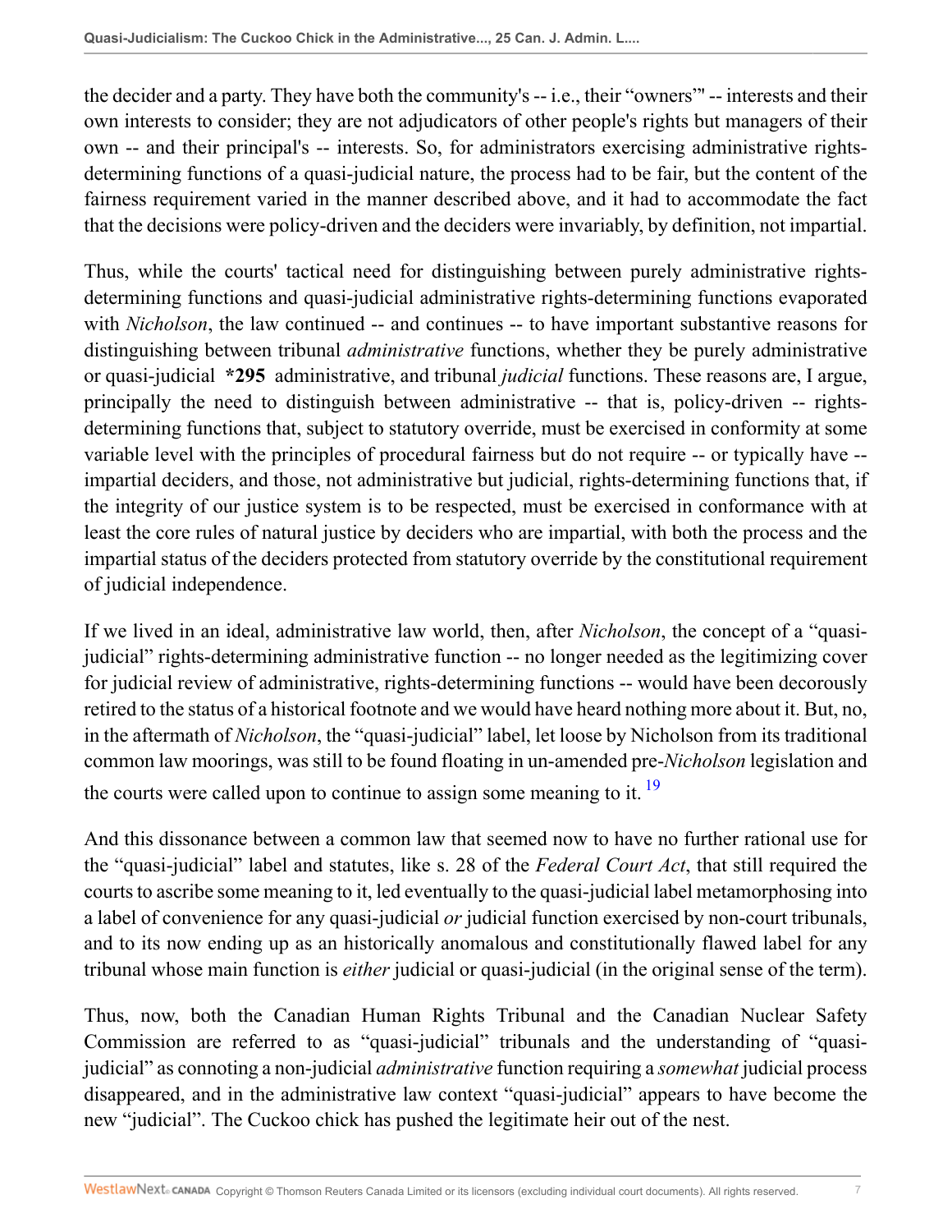the decider and a party. They have both the community's -- i.e., their "owners'" -- interests and their own interests to consider; they are not adjudicators of other people's rights but managers of their own -- and their principal's -- interests. So, for administrators exercising administrative rights-determining functions of a quasi-judicial nature, the process had to be fair, but the content of the fairness requirement varied in the manner described above, and it had to accommodate the fact that the decisions were policy-driven and the deciders were invariably, by definition, not impartial.

Thus, while the courts' tactical need for distinguishing between purely administrative rights-determining functions and quasi-judicial administrative rights-determining functions evaporated with *Nicholson*, the law continued -- and continues -- to have important substantive reasons for distinguishing between tribunal *administrative* functions, whether they be purely administrative or quasi-judicial **\*295** administrative, and tribunal *judicial* functions. These reasons are, I argue, principally the need to distinguish between administrative -- that is, policy-driven -- rights-determining functions that, subject to statutory override, must be exercised in conformity at some variable level with the principles of procedural fairness but do not require -- or typically have -- impartial deciders, and those, not administrative but judicial, rights-determining functions that, if the integrity of our justice system is to be respected, must be exercised in conformance with at least the core rules of natural justice by deciders who are impartial, with both the process and the impartial status of the deciders protected from statutory override by the constitutional requirement of judicial independence.

If we lived in an ideal, administrative law world, then, after *Nicholson*, the concept of a "quasi-judicial" rights-determining administrative function -- no longer needed as the legitimizing cover for judicial review of administrative, rights-determining functions -- would have been decorously retired to the status of a historical footnote and we would have heard nothing more about it. But, no, in the aftermath of *Nicholson*, the "quasi-judicial" label, let loose by Nicholson from its traditional common law moorings, was still to be found floating in un-amended pre-*Nicholson* legislation and the courts were called upon to continue to assign some meaning to it. [19]

And this dissonance between a common law that seemed now to have no further rational use for the "quasi-judicial" label and statutes, like s. 28 of the *Federal Court Act*, that still required the courts to ascribe some meaning to it, led eventually to the quasi-judicial label metamorphosing into a label of convenience for any quasi-judicial *or* judicial function exercised by non-court tribunals, and to its now ending up as an historically anomalous and constitutionally flawed label for any tribunal whose main function is *either* judicial or quasi-judicial (in the original sense of the term).

Thus, now, both the Canadian Human Rights Tribunal and the Canadian Nuclear Safety Commission are referred to as "quasi-judicial" tribunals and the understanding of "quasi-judicial" as connoting a non-judicial *administrative* function requiring a *somewhat* judicial process disappeared, and in the administrative law context "quasi-judicial" appears to have become the new "judicial". The Cuckoo chick has pushed the legitimate heir out of the nest.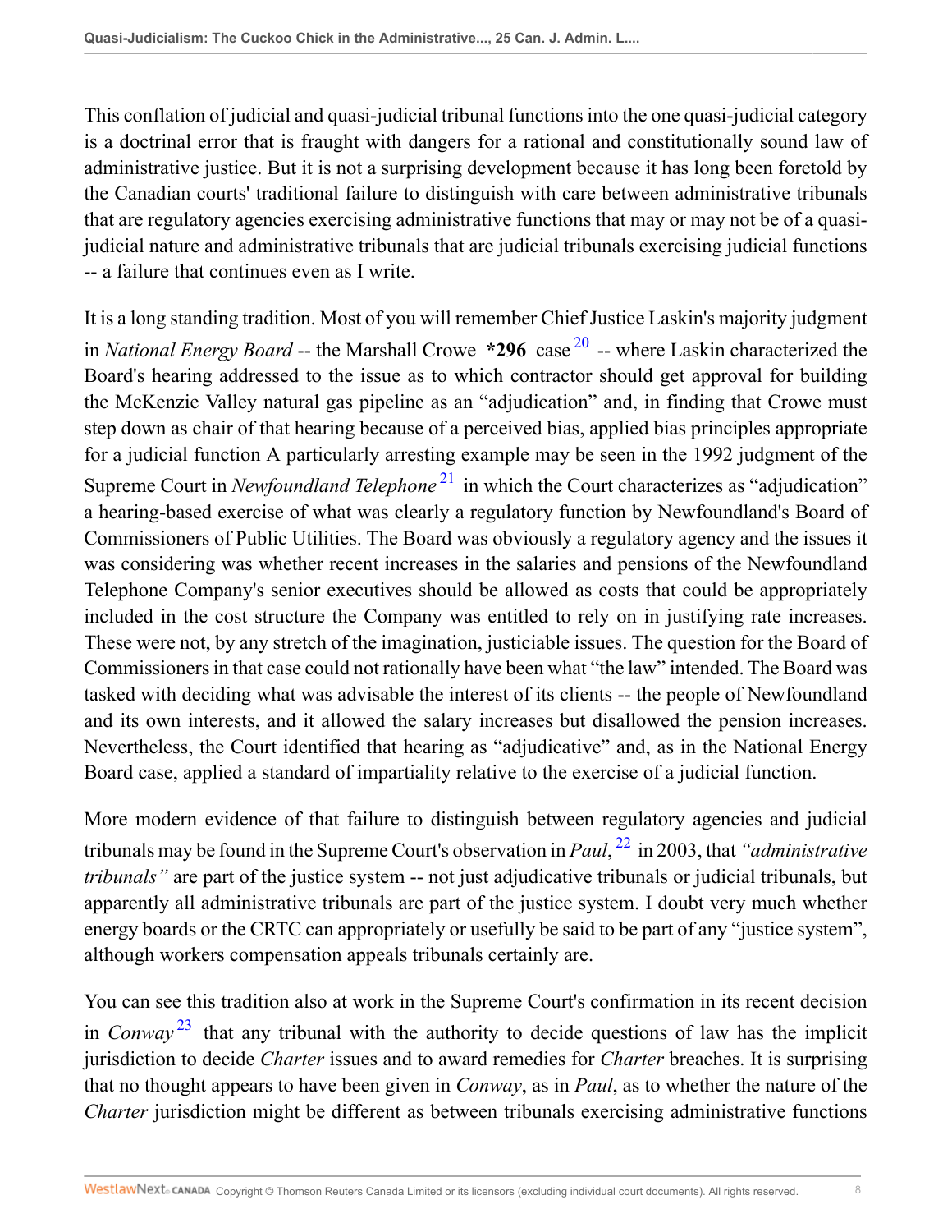This conflation of judicial and quasi-judicial tribunal functions into the one quasi-judicial category is a doctrinal error that is fraught with dangers for a rational and constitutionally sound law of administrative justice. But it is not a surprising development because it has long been foretold by the Canadian courts' traditional failure to distinguish with care between administrative tribunals that are regulatory agencies exercising administrative functions that may or may not be of a quasi-judicial nature and administrative tribunals that are judicial tribunals exercising judicial functions -- a failure that continues even as I write.

It is a long standing tradition. Most of you will remember Chief Justice Laskin's majority judgment in *National Energy Board* -- the Marshall Crowe **\*296** case [20] -- where Laskin characterized the Board's hearing addressed to the issue as to which contractor should get approval for building the McKenzie Valley natural gas pipeline as an "adjudication" and, in finding that Crowe must step down as chair of that hearing because of a perceived bias, applied bias principles appropriate for a judicial function A particularly arresting example may be seen in the 1992 judgment of the Supreme Court in *Newfoundland Telephone* [21] in which the Court characterizes as "adjudication" a hearing-based exercise of what was clearly a regulatory function by Newfoundland's Board of Commissioners of Public Utilities. The Board was obviously a regulatory agency and the issues it was considering was whether recent increases in the salaries and pensions of the Newfoundland Telephone Company's senior executives should be allowed as costs that could be appropriately included in the cost structure the Company was entitled to rely on in justifying rate increases. These were not, by any stretch of the imagination, justiciable issues. The question for the Board of Commissioners in that case could not rationally have been what "the law" intended. The Board was tasked with deciding what was advisable the interest of its clients -- the people of Newfoundland and its own interests, and it allowed the salary increases but disallowed the pension increases. Nevertheless, the Court identified that hearing as "adjudicative" and, as in the National Energy Board case, applied a standard of impartiality relative to the exercise of a judicial function.

More modern evidence of that failure to distinguish between regulatory agencies and judicial tribunals may be found in the Supreme Court's observation in *Paul*, [22] in 2003, that *"administrative tribunals"* are part of the justice system -- not just adjudicative tribunals or judicial tribunals, but apparently all administrative tribunals are part of the justice system. I doubt very much whether energy boards or the CRTC can appropriately or usefully be said to be part of any "justice system", although workers compensation appeals tribunals certainly are.

You can see this tradition also at work in the Supreme Court's confirmation in its recent decision in *Conway* [23] that any tribunal with the authority to decide questions of law has the implicit jurisdiction to decide *Charter* issues and to award remedies for *Charter* breaches. It is surprising that no thought appears to have been given in *Conway*, as in *Paul*, as to whether the nature of the *Charter* jurisdiction might be different as between tribunals exercising administrative functions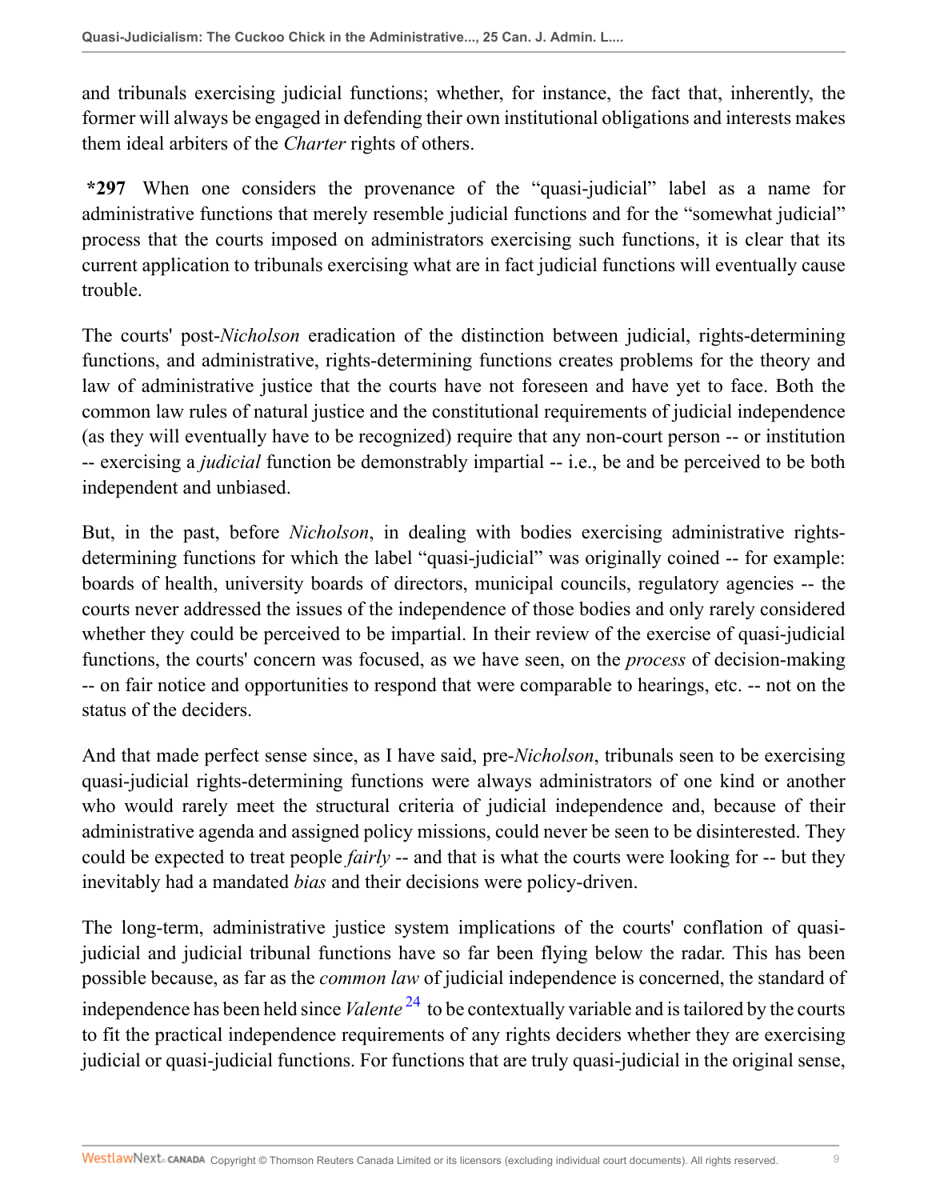and tribunals exercising judicial functions; whether, for instance, the fact that, inherently, the former will always be engaged in defending their own institutional obligations and interests makes them ideal arbiters of the *Charter* rights of others.

**\*297** When one considers the provenance of the "quasi-judicial" label as a name for administrative functions that merely resemble judicial functions and for the "somewhat judicial" process that the courts imposed on administrators exercising such functions, it is clear that its current application to tribunals exercising what are in fact judicial functions will eventually cause trouble.

The courts' post-*Nicholson* eradication of the distinction between judicial, rights-determining functions, and administrative, rights-determining functions creates problems for the theory and law of administrative justice that the courts have not foreseen and have yet to face. Both the common law rules of natural justice and the constitutional requirements of judicial independence (as they will eventually have to be recognized) require that any non-court person -- or institution -- exercising a *judicial* function be demonstrably impartial -- i.e., be and be perceived to be both independent and unbiased.

But, in the past, before *Nicholson*, in dealing with bodies exercising administrative rights-determining functions for which the label "quasi-judicial" was originally coined -- for example: boards of health, university boards of directors, municipal councils, regulatory agencies -- the courts never addressed the issues of the independence of those bodies and only rarely considered whether they could be perceived to be impartial. In their review of the exercise of quasi-judicial functions, the courts' concern was focused, as we have seen, on the *process* of decision-making -- on fair notice and opportunities to respond that were comparable to hearings, etc. -- not on the status of the deciders.

And that made perfect sense since, as I have said, pre-*Nicholson*, tribunals seen to be exercising quasi-judicial rights-determining functions were always administrators of one kind or another who would rarely meet the structural criteria of judicial independence and, because of their administrative agenda and assigned policy missions, could never be seen to be disinterested. They could be expected to treat people *fairly* -- and that is what the courts were looking for -- but they inevitably had a mandated *bias* and their decisions were policy-driven.

The long-term, administrative justice system implications of the courts' conflation of quasi-judicial and judicial tribunal functions have so far been flying below the radar. This has been possible because, as far as the *common law* of judicial independence is concerned, the standard of independence has been held since *Valente* [24] to be contextually variable and is tailored by the courts to fit the practical independence requirements of any rights deciders whether they are exercising judicial or quasi-judicial functions. For functions that are truly quasi-judicial in the original sense,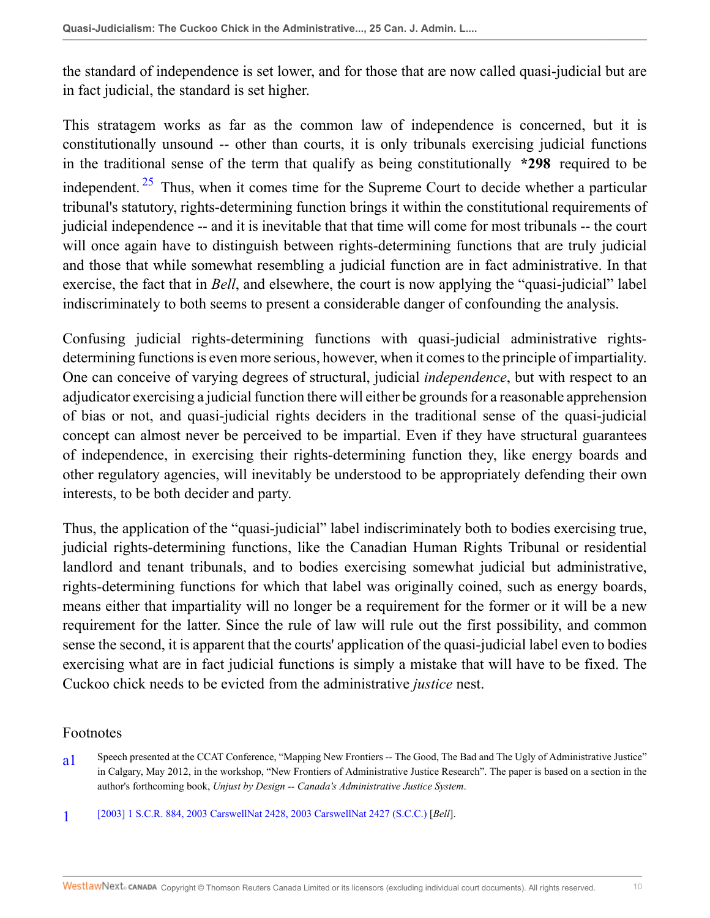the standard of independence is set lower, and for those that are now called quasi-judicial but are in fact judicial, the standard is set higher.

This stratagem works as far as the common law of independence is concerned, but it is constitutionally unsound -- other than courts, it is only tribunals exercising judicial functions in the traditional sense of the term that qualify as being constitutionally **\*298** required to be independent.[25] Thus, when it comes time for the Supreme Court to decide whether a particular tribunal's statutory, rights-determining function brings it within the constitutional requirements of judicial independence -- and it is inevitable that that time will come for most tribunals -- the court will once again have to distinguish between rights-determining functions that are truly judicial and those that while somewhat resembling a judicial function are in fact administrative. In that exercise, the fact that in *Bell*, and elsewhere, the court is now applying the "quasi-judicial" label indiscriminately to both seems to present a considerable danger of confounding the analysis.

Confusing judicial rights-determining functions with quasi-judicial administrative rights-determining functions is even more serious, however, when it comes to the principle of impartiality. One can conceive of varying degrees of structural, judicial *independence*, but with respect to an adjudicator exercising a judicial function there will either be grounds for a reasonable apprehension of bias or not, and quasi-judicial rights deciders in the traditional sense of the quasi-judicial concept can almost never be perceived to be impartial. Even if they have structural guarantees of independence, in exercising their rights-determining function they, like energy boards and other regulatory agencies, will inevitably be understood to be appropriately defending their own interests, to be both decider and party.

Thus, the application of the "quasi-judicial" label indiscriminately both to bodies exercising true, judicial rights-determining functions, like the Canadian Human Rights Tribunal or residential landlord and tenant tribunals, and to bodies exercising somewhat judicial but administrative, rights-determining functions for which that label was originally coined, such as energy boards, means either that impartiality will no longer be a requirement for the former or it will be a new requirement for the latter. Since the rule of law will rule out the first possibility, and common sense the second, it is apparent that the courts' application of the quasi-judicial label even to bodies exercising what are in fact judicial functions is simply a mistake that will have to be fixed. The Cuckoo chick needs to be evicted from the administrative *justice* nest.

## Footnotes

a1 Speech presented at the CCAT Conference, "Mapping New Frontiers -- The Good, The Bad and The Ugly of Administrative Justice" in Calgary, May 2012, in the workshop, "New Frontiers of Administrative Justice Research". The paper is based on a section in the author's forthcoming book, *Unjust by Design -- Canada's Administrative Justice System*.

1 [2003] 1 S.C.R. 884, 2003 CarswellNat 2428, 2003 CarswellNat 2427 (S.C.C.) [*Bell*].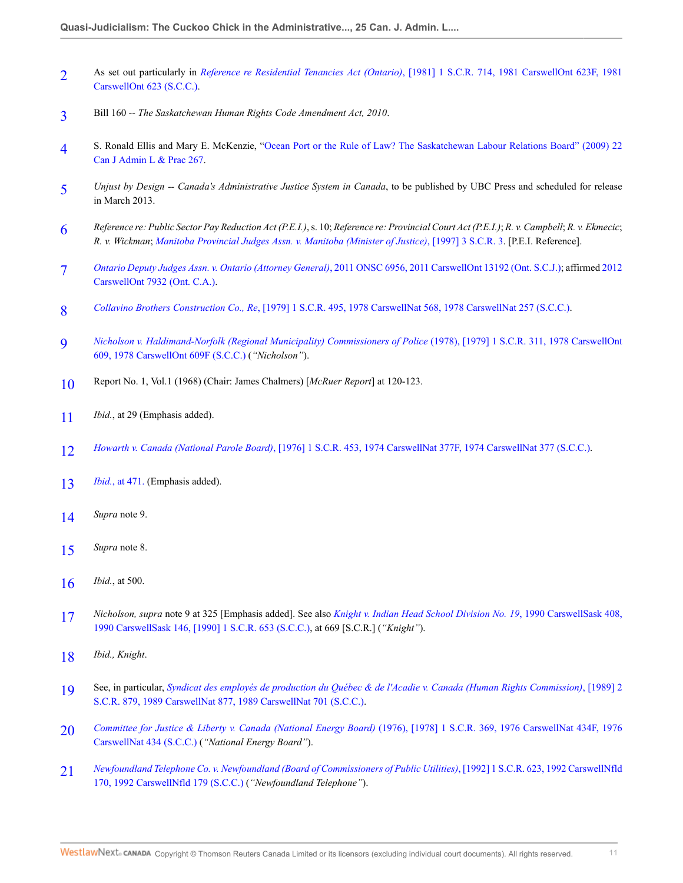2 As set out particularly in *Reference re Residential Tenancies Act (Ontario)*, [1981] 1 S.C.R. 714, 1981 CarswellOnt 623F, 1981 CarswellOnt 623 (S.C.C.).

3 Bill 160 -- *The Saskatchewan Human Rights Code Amendment Act, 2010*.

4 S. Ronald Ellis and Mary E. McKenzie, "Ocean Port or the Rule of Law? The Saskatchewan Labour Relations Board" (2009) 22 Can J Admin L & Prac 267.

5 *Unjust by Design -- Canada's Administrative Justice System in Canada*, to be published by UBC Press and scheduled for release in March 2013.

6 *Reference re: Public Sector Pay Reduction Act (P.E.I.)*, s. 10; *Reference re: Provincial Court Act (P.E.I.)*; *R. v. Campbell*; *R. v. Ekmecic*; *R. v. Wickman*; *Manitoba Provincial Judges Assn. v. Manitoba (Minister of Justice)*, [1997] 3 S.C.R. 3. [P.E.I. Reference].

7 *Ontario Deputy Judges Assn. v. Ontario (Attorney General)*, 2011 ONSC 6956, 2011 CarswellOnt 13192 (Ont. S.C.J.); affirmed 2012 CarswellOnt 7932 (Ont. C.A.).

8 *Collavino Brothers Construction Co., Re*, [1979] 1 S.C.R. 495, 1978 CarswellNat 568, 1978 CarswellNat 257 (S.C.C.).

9 *Nicholson v. Haldimand-Norfolk (Regional Municipality) Commissioners of Police* (1978), [1979] 1 S.C.R. 311, 1978 CarswellOnt 609, 1978 CarswellOnt 609F (S.C.C.) (*"Nicholson"*).

10 Report No. 1, Vol.1 (1968) (Chair: James Chalmers) [*McRuer Report*] at 120-123.

11 *Ibid.*, at 29 (Emphasis added).

12 *Howarth v. Canada (National Parole Board)*, [1976] 1 S.C.R. 453, 1974 CarswellNat 377F, 1974 CarswellNat 377 (S.C.C.).

13 *Ibid.*, at 471. (Emphasis added).

14 *Supra* note 9.

15 *Supra* note 8.

16 *Ibid.*, at 500.

17 *Nicholson, supra* note 9 at 325 [Emphasis added]. See also *Knight v. Indian Head School Division No. 19*, 1990 CarswellSask 408, 1990 CarswellSask 146, [1990] 1 S.C.R. 653 (S.C.C.), at 669 [S.C.R.] (*"Knight"*).

18 *Ibid., Knight*.

19 See, in particular, *Syndicat des employés de production du Québec & de l'Acadie v. Canada (Human Rights Commission)*, [1989] 2 S.C.R. 879, 1989 CarswellNat 877, 1989 CarswellNat 701 (S.C.C.).

20 *Committee for Justice & Liberty v. Canada (National Energy Board)* (1976), [1978] 1 S.C.R. 369, 1976 CarswellNat 434F, 1976 CarswellNat 434 (S.C.C.) (*"National Energy Board"*).

21 *Newfoundland Telephone Co. v. Newfoundland (Board of Commissioners of Public Utilities)*, [1992] 1 S.C.R. 623, 1992 CarswellNfld 170, 1992 CarswellNfld 179 (S.C.C.) (*"Newfoundland Telephone"*).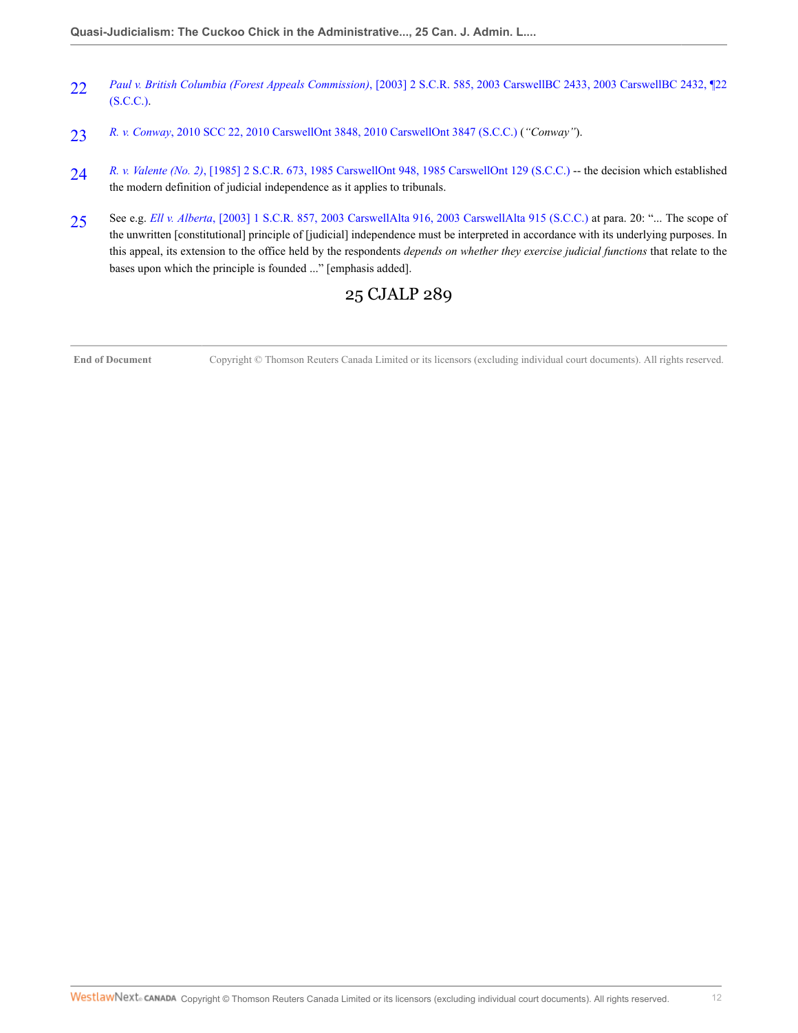22 *Paul v. British Columbia (Forest Appeals Commission)*, [2003] 2 S.C.R. 585, 2003 CarswellBC 2433, 2003 CarswellBC 2432, ¶22 (S.C.C.).

23 *R. v. Conway*, 2010 SCC 22, 2010 CarswellOnt 3848, 2010 CarswellOnt 3847 (S.C.C.) (*"Conway"*).

24 *R. v. Valente (No. 2)*, [1985] 2 S.C.R. 673, 1985 CarswellOnt 948, 1985 CarswellOnt 129 (S.C.C.) -- the decision which established the modern definition of judicial independence as it applies to tribunals.

25 See e.g. *Ell v. Alberta*, [2003] 1 S.C.R. 857, 2003 CarswellAlta 916, 2003 CarswellAlta 915 (S.C.C.) at para. 20: "... The scope of the unwritten [constitutional] principle of [judicial] independence must be interpreted in accordance with its underlying purposes. In this appeal, its extension to the office held by the respondents *depends on whether they exercise judicial functions* that relate to the bases upon which the principle is founded ..." [emphasis added].

25 CJALP 289

**End of Document** Copyright © Thomson Reuters Canada Limited or its licensors (excluding individual court documents). All rights reserved.